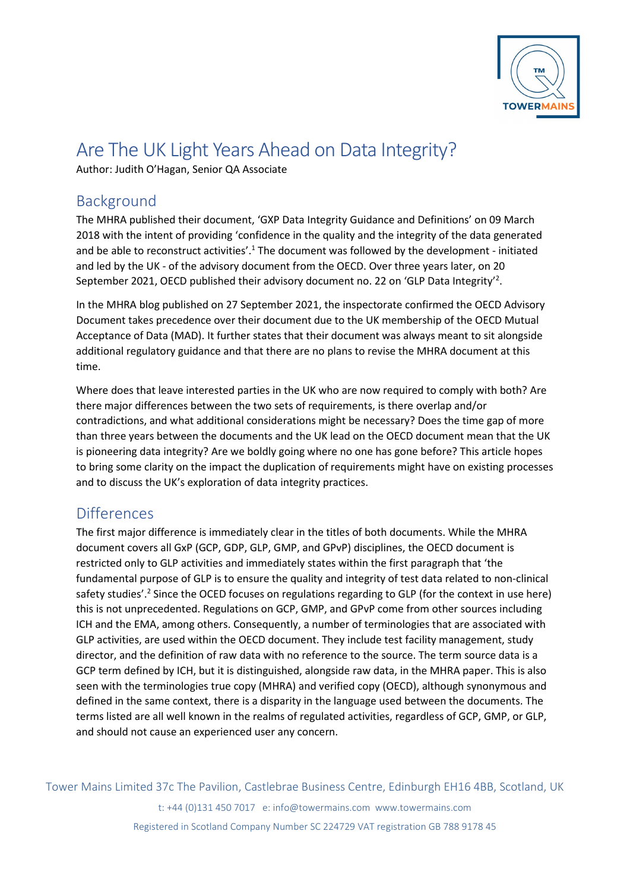# Are The UK Light Years Ahead on Data Integrity?

Author: Judith O'Hagan, Senior QA Associate

## Background

The MHRA published their document, 'GXP Data Integrity Guidance and Definitions' on 09 March 2018 with the intent of providing 'confidence in the quality and the integrity of the data generated and be able to reconstruct activities'.[1] The document was followed by the development - initiated and led by the UK - of the advisory document from the OECD. Over three years later, on 20 September 2021, OECD published their advisory document no. 22 on 'GLP Data Integrity'[2].

In the MHRA blog published on 27 September 2021, the inspectorate confirmed the OECD Advisory Document takes precedence over their document due to the UK membership of the OECD Mutual Acceptance of Data (MAD). It further states that their document was always meant to sit alongside additional regulatory guidance and that there are no plans to revise the MHRA document at this time.

Where does that leave interested parties in the UK who are now required to comply with both? Are there major differences between the two sets of requirements, is there overlap and/or contradictions, and what additional considerations might be necessary? Does the time gap of more than three years between the documents and the UK lead on the OECD document mean that the UK is pioneering data integrity? Are we boldly going where no one has gone before? This article hopes to bring some clarity on the impact the duplication of requirements might have on existing processes and to discuss the UK's exploration of data integrity practices.

## Differences

The first major difference is immediately clear in the titles of both documents. While the MHRA document covers all GxP (GCP, GDP, GLP, GMP, and GPvP) disciplines, the OECD document is restricted only to GLP activities and immediately states within the first paragraph that 'the fundamental purpose of GLP is to ensure the quality and integrity of test data related to non-clinical safety studies'.[2] Since the OCED focuses on regulations regarding to GLP (for the context in use here) this is not unprecedented. Regulations on GCP, GMP, and GPvP come from other sources including ICH and the EMA, among others. Consequently, a number of terminologies that are associated with GLP activities, are used within the OECD document. They include test facility management, study director, and the definition of raw data with no reference to the source. The term source data is a GCP term defined by ICH, but it is distinguished, alongside raw data, in the MHRA paper. This is also seen with the terminologies true copy (MHRA) and verified copy (OECD), although synonymous and defined in the same context, there is a disparity in the language used between the documents. The terms listed are all well known in the realms of regulated activities, regardless of GCP, GMP, or GLP, and should not cause an experienced user any concern.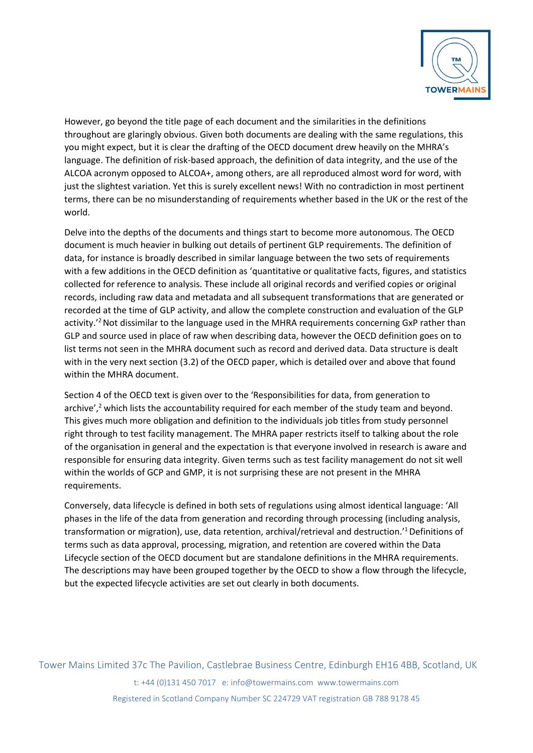However, go beyond the title page of each document and the similarities in the definitions throughout are glaringly obvious. Given both documents are dealing with the same regulations, this you might expect, but it is clear the drafting of the OECD document drew heavily on the MHRA's language. The definition of risk-based approach, the definition of data integrity, and the use of the ALCOA acronym opposed to ALCOA+, among others, are all reproduced almost word for word, with just the slightest variation. Yet this is surely excellent news! With no contradiction in most pertinent terms, there can be no misunderstanding of requirements whether based in the UK or the rest of the world.

Delve into the depths of the documents and things start to become more autonomous. The OECD document is much heavier in bulking out details of pertinent GLP requirements. The definition of data, for instance is broadly described in similar language between the two sets of requirements with a few additions in the OECD definition as 'quantitative or qualitative facts, figures, and statistics collected for reference to analysis. These include all original records and verified copies or original records, including raw data and metadata and all subsequent transformations that are generated or recorded at the time of GLP activity, and allow the complete construction and evaluation of the GLP activity.'[2] Not dissimilar to the language used in the MHRA requirements concerning GxP rather than GLP and source used in place of raw when describing data, however the OECD definition goes on to list terms not seen in the MHRA document such as record and derived data. Data structure is dealt with in the very next section (3.2) of the OECD paper, which is detailed over and above that found within the MHRA document.

Section 4 of the OECD text is given over to the 'Responsibilities for data, from generation to archive',[2] which lists the accountability required for each member of the study team and beyond. This gives much more obligation and definition to the individuals job titles from study personnel right through to test facility management. The MHRA paper restricts itself to talking about the role of the organisation in general and the expectation is that everyone involved in research is aware and responsible for ensuring data integrity. Given terms such as test facility management do not sit well within the worlds of GCP and GMP, it is not surprising these are not present in the MHRA requirements.

Conversely, data lifecycle is defined in both sets of regulations using almost identical language: 'All phases in the life of the data from generation and recording through processing (including analysis, transformation or migration), use, data retention, archival/retrieval and destruction.'[1] Definitions of terms such as data approval, processing, migration, and retention are covered within the Data Lifecycle section of the OECD document but are standalone definitions in the MHRA requirements. The descriptions may have been grouped together by the OECD to show a flow through the lifecycle, but the expected lifecycle activities are set out clearly in both documents.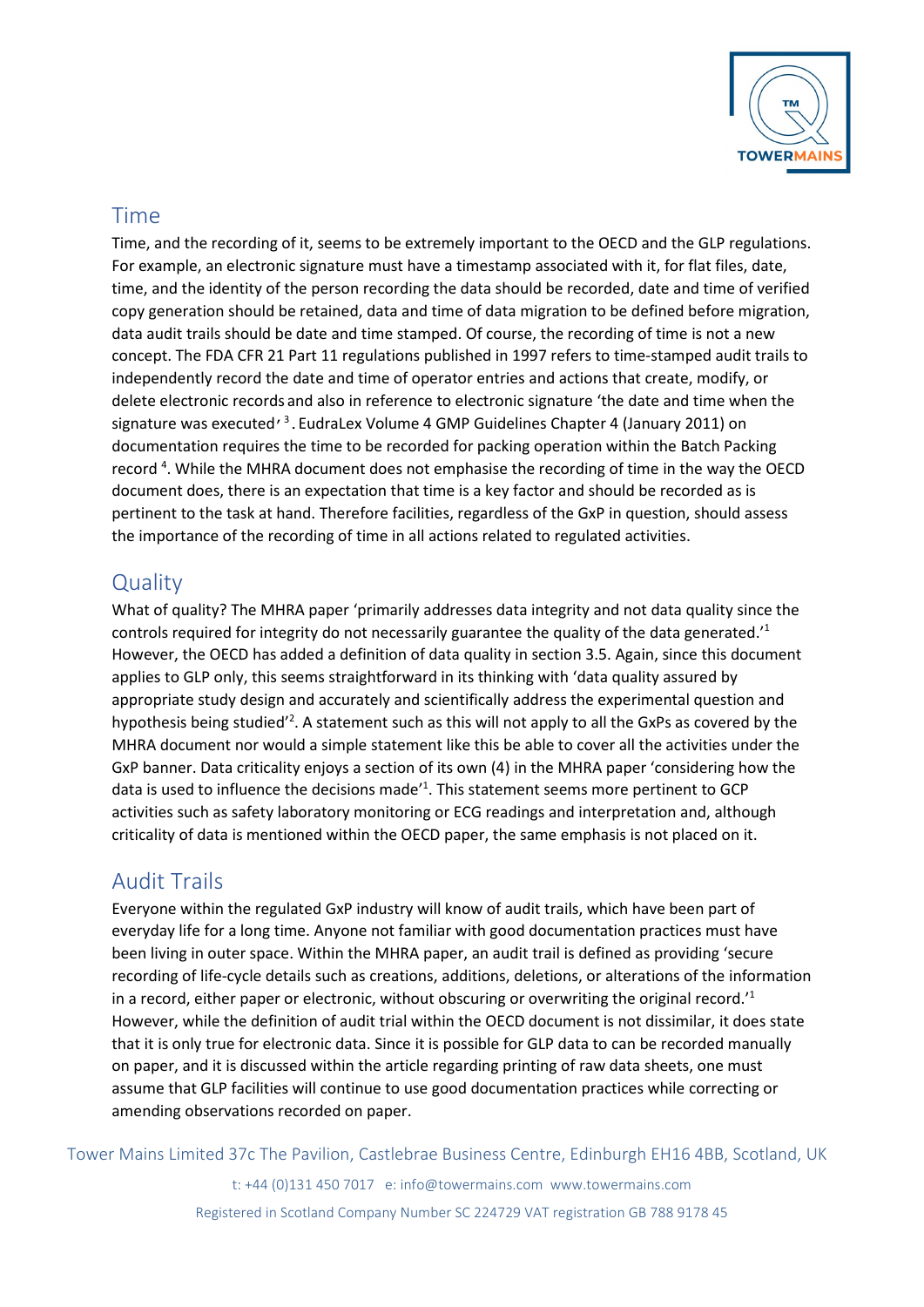## Time

Time, and the recording of it, seems to be extremely important to the OECD and the GLP regulations. For example, an electronic signature must have a timestamp associated with it, for flat files, date, time, and the identity of the person recording the data should be recorded, date and time of verified copy generation should be retained, data and time of data migration to be defined before migration, data audit trails should be date and time stamped. Of course, the recording of time is not a new concept. The FDA CFR 21 Part 11 regulations published in 1997 refers to time-stamped audit trails to independently record the date and time of operator entries and actions that create, modify, or delete electronic records and also in reference to electronic signature 'the date and time when the signature was executed' [3]. EudraLex Volume 4 GMP Guidelines Chapter 4 (January 2011) on documentation requires the time to be recorded for packing operation within the Batch Packing record [4]. While the MHRA document does not emphasise the recording of time in the way the OECD document does, there is an expectation that time is a key factor and should be recorded as is pertinent to the task at hand. Therefore facilities, regardless of the GxP in question, should assess the importance of the recording of time in all actions related to regulated activities.

## Quality

What of quality? The MHRA paper 'primarily addresses data integrity and not data quality since the controls required for integrity do not necessarily guarantee the quality of the data generated.'[1] However, the OECD has added a definition of data quality in section 3.5. Again, since this document applies to GLP only, this seems straightforward in its thinking with 'data quality assured by appropriate study design and accurately and scientifically address the experimental question and hypothesis being studied'[2]. A statement such as this will not apply to all the GxPs as covered by the MHRA document nor would a simple statement like this be able to cover all the activities under the GxP banner. Data criticality enjoys a section of its own (4) in the MHRA paper 'considering how the data is used to influence the decisions made'[1]. This statement seems more pertinent to GCP activities such as safety laboratory monitoring or ECG readings and interpretation and, although criticality of data is mentioned within the OECD paper, the same emphasis is not placed on it.

## Audit Trails

Everyone within the regulated GxP industry will know of audit trails, which have been part of everyday life for a long time. Anyone not familiar with good documentation practices must have been living in outer space. Within the MHRA paper, an audit trail is defined as providing 'secure recording of life-cycle details such as creations, additions, deletions, or alterations of the information in a record, either paper or electronic, without obscuring or overwriting the original record.'[1] However, while the definition of audit trial within the OECD document is not dissimilar, it does state that it is only true for electronic data. Since it is possible for GLP data to can be recorded manually on paper, and it is discussed within the article regarding printing of raw data sheets, one must assume that GLP facilities will continue to use good documentation practices while correcting or amending observations recorded on paper.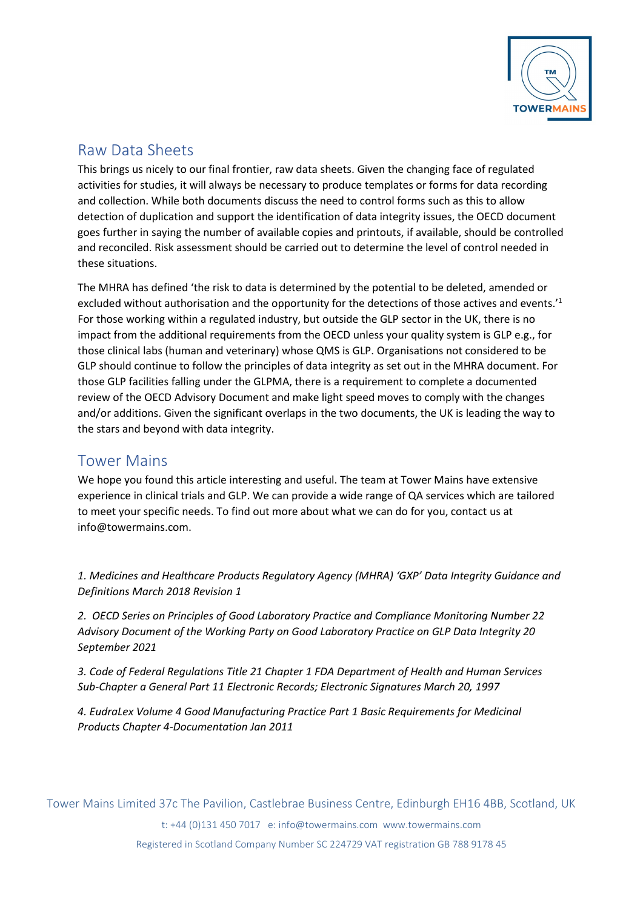## Raw Data Sheets

This brings us nicely to our final frontier, raw data sheets. Given the changing face of regulated activities for studies, it will always be necessary to produce templates or forms for data recording and collection. While both documents discuss the need to control forms such as this to allow detection of duplication and support the identification of data integrity issues, the OECD document goes further in saying the number of available copies and printouts, if available, should be controlled and reconciled. Risk assessment should be carried out to determine the level of control needed in these situations.

The MHRA has defined 'the risk to data is determined by the potential to be deleted, amended or excluded without authorisation and the opportunity for the detections of those actives and events.'[1] For those working within a regulated industry, but outside the GLP sector in the UK, there is no impact from the additional requirements from the OECD unless your quality system is GLP e.g., for those clinical labs (human and veterinary) whose QMS is GLP. Organisations not considered to be GLP should continue to follow the principles of data integrity as set out in the MHRA document. For those GLP facilities falling under the GLPMA, there is a requirement to complete a documented review of the OECD Advisory Document and make light speed moves to comply with the changes and/or additions. Given the significant overlaps in the two documents, the UK is leading the way to the stars and beyond with data integrity.

## Tower Mains

We hope you found this article interesting and useful. The team at Tower Mains have extensive experience in clinical trials and GLP. We can provide a wide range of QA services which are tailored to meet your specific needs. To find out more about what we can do for you, contact us at info@towermains.com.

*1. Medicines and Healthcare Products Regulatory Agency (MHRA) 'GXP' Data Integrity Guidance and Definitions March 2018 Revision 1*

*2. OECD Series on Principles of Good Laboratory Practice and Compliance Monitoring Number 22 Advisory Document of the Working Party on Good Laboratory Practice on GLP Data Integrity 20 September 2021*

*3. Code of Federal Regulations Title 21 Chapter 1 FDA Department of Health and Human Services Sub-Chapter a General Part 11 Electronic Records; Electronic Signatures March 20, 1997*

*4. EudraLex Volume 4 Good Manufacturing Practice Part 1 Basic Requirements for Medicinal Products Chapter 4-Documentation Jan 2011*

Tower Mains Limited 37c The Pavilion, Castlebrae Business Centre, Edinburgh EH16 4BB, Scotland, UK

t: +44 (0)131 450 7017 e: info@towermains.com www.towermains.com

Registered in Scotland Company Number SC 224729 VAT registration GB 788 9178 45